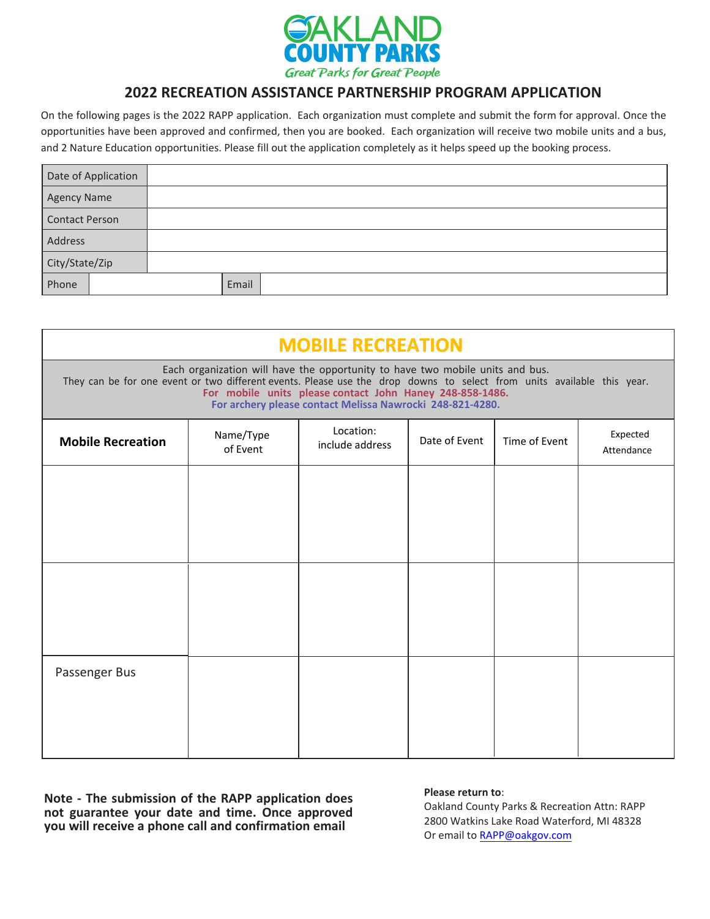**OAKLAND COUNTY PARKS**
*Great Parks for Great People*

## 2022 RECREATION ASSISTANCE PARTNERSHIP PROGRAM APPLICATION

On the following pages is the 2022 RAPP application. Each organization must complete and submit the form for approval. Once the opportunities have been approved and confirmed, then you are booked. Each organization will receive two mobile units and a bus, and 2 Nature Education opportunities. Please fill out the application completely as it helps speed up the booking process.

| | | | |
|---|---|---|---|
| Date of Application | | | |
| Agency Name | | | |
| Contact Person | | | |
| Address | | | |
| City/State/Zip | | | |
| Phone | | Email | |

## MOBILE RECREATION

Each organization will have the opportunity to have two mobile units and bus. They can be for one event or two different events. Please use the drop downs to select from units available this year.

**For mobile units please contact John Haney 248-858-1486.**

**For archery please contact Melissa Nawrocki 248-821-4280.**

| **Mobile Recreation** | Name/Type of Event | Location: include address | Date of Event | Time of Event | Expected Attendance |
|---|---|---|---|---|---|
| | | | | | |
| | | | | | |
| Passenger Bus | | | | | |

**Note - The submission of the RAPP application does not guarantee your date and time. Once approved you will receive a phone call and confirmation email**

**Please return to**:
Oakland County Parks & Recreation Attn: RAPP
2800 Watkins Lake Road Waterford, MI 48328
Or email to RAPP@oakgov.com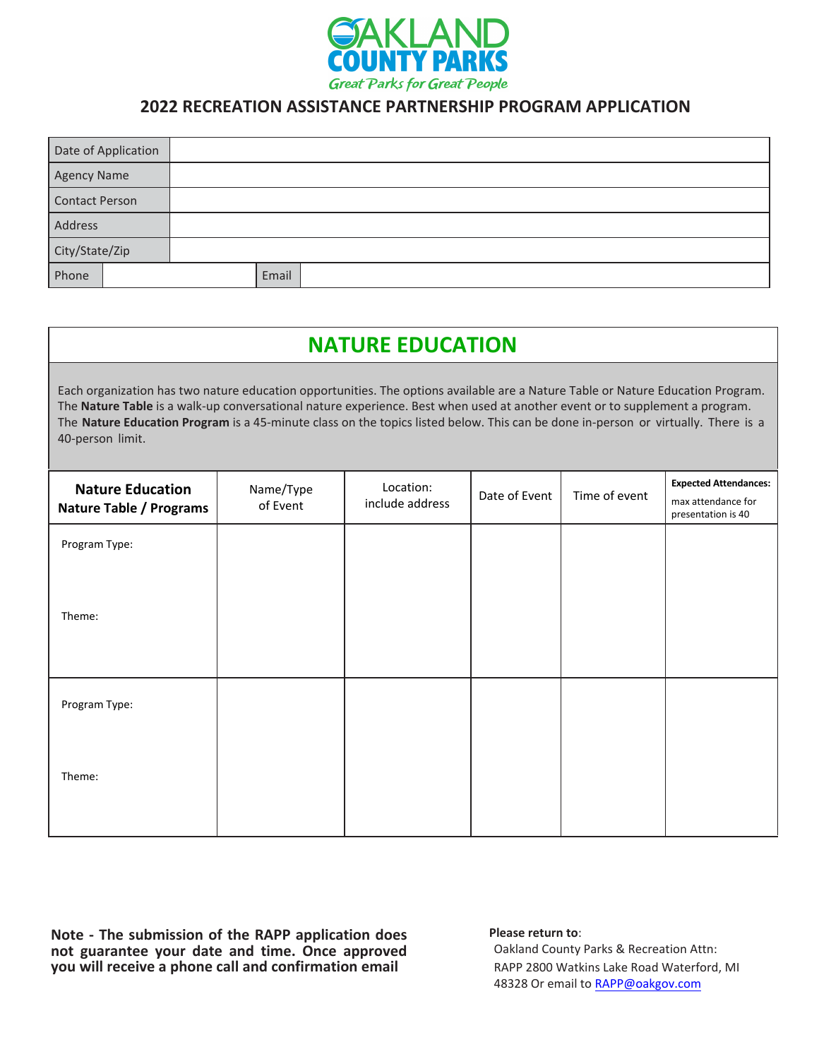OAKLAND COUNTY PARKS

*Great Parks for Great People*

## 2022 RECREATION ASSISTANCE PARTNERSHIP PROGRAM APPLICATION

| Date of Application | | | |
|---|---|---|---|
| Agency Name | | | |
| Contact Person | | | |
| Address | | | |
| City/State/Zip | | | |
| Phone | | Email | |

# NATURE EDUCATION

Each organization has two nature education opportunities. The options available are a Nature Table or Nature Education Program. The **Nature Table** is a walk-up conversational nature experience. Best when used at another event or to supplement a program. The **Nature Education Program** is a 45-minute class on the topics listed below. This can be done in-person or virtually. There is a 40-person limit.

| **Nature Education Nature Table / Programs** | Name/Type of Event | Location: include address | Date of Event | Time of event | **Expected Attendances:** max attendance for presentation is 40 |
|---|---|---|---|---|---|
| Program Type:<br><br>Theme: | | | | | |
| Program Type:<br><br>Theme: | | | | | |

**Note - The submission of the RAPP application does not guarantee your date and time. Once approved you will receive a phone call and confirmation email**

**Please return to**:
Oakland County Parks & Recreation Attn: RAPP 2800 Watkins Lake Road Waterford, MI 48328 Or email to RAPP@oakgov.com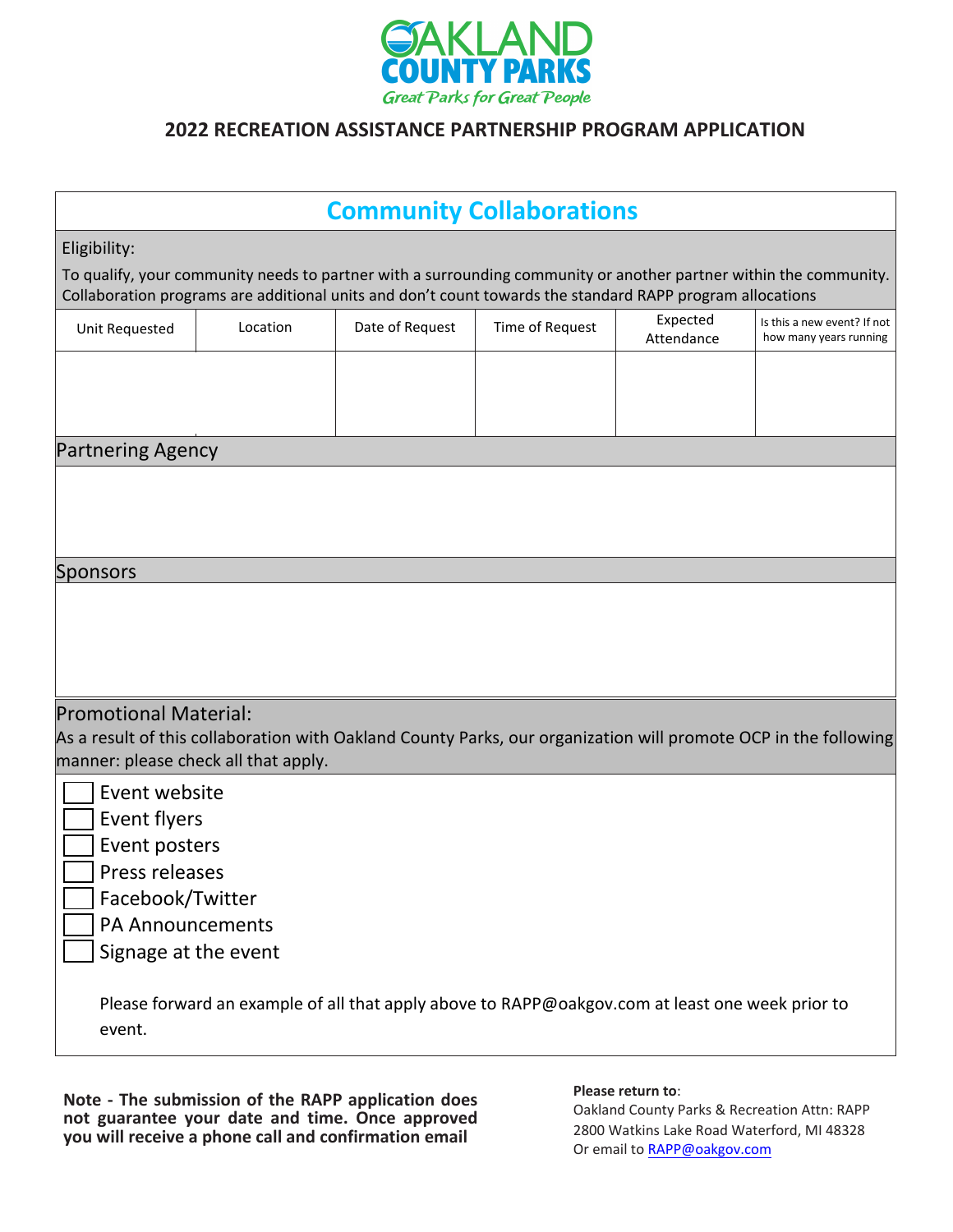OAKLAND COUNTY PARKS

*Great Parks for Great People*

## 2022 RECREATION ASSISTANCE PARTNERSHIP PROGRAM APPLICATION

## Community Collaborations

Eligibility:

To qualify, your community needs to partner with a surrounding community or another partner within the community. Collaboration programs are additional units and don't count towards the standard RAPP program allocations

| Unit Requested | Location | Date of Request | Time of Request | Expected Attendance | Is this a new event? If not how many years running |
|---|---|---|---|---|---|
| | | | | | |

### Partnering Agency

### Sponsors

### Promotional Material:

As a result of this collaboration with Oakland County Parks, our organization will promote OCP in the following manner: please check all that apply.

- [ ] Event website
- [ ] Event flyers
- [ ] Event posters
- [ ] Press releases
- [ ] Facebook/Twitter
- [ ] PA Announcements
- [ ] Signage at the event

Please forward an example of all that apply above to RAPP@oakgov.com at least one week prior to event.

**Note - The submission of the RAPP application does not guarantee your date and time. Once approved you will receive a phone call and confirmation email**

**Please return to**:
Oakland County Parks & Recreation Attn: RAPP
2800 Watkins Lake Road Waterford, MI 48328
Or email to RAPP@oakgov.com